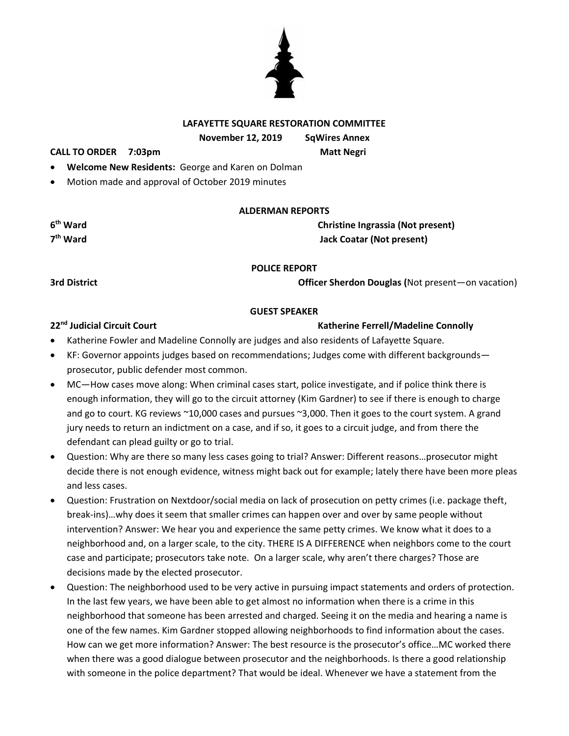# LAFAYETTE SQUARE RESTORATION COMMITTEE

**November 12, 2019 SqWires Annex**

**CALL TO ORDER 7:03pm** **Matt Negri**

- **Welcome New Residents:** George and Karen on Dolman
- Motion made and approval of October 2019 minutes

## ALDERMAN REPORTS

**6th Ward** **Christine Ingrassia (Not present)**

**7th Ward** **Jack Coatar (Not present)**

## POLICE REPORT

**3rd District** **Officer Sherdon Douglas (**Not present—on vacation)

## GUEST SPEAKER

**22nd Judicial Circuit Court** **Katherine Ferrell/Madeline Connolly**

- Katherine Fowler and Madeline Connolly are judges and also residents of Lafayette Square.
- KF: Governor appoints judges based on recommendations; Judges come with different backgrounds—prosecutor, public defender most common.
- MC—How cases move along: When criminal cases start, police investigate, and if police think there is enough information, they will go to the circuit attorney (Kim Gardner) to see if there is enough to charge and go to court. KG reviews ~10,000 cases and pursues ~3,000. Then it goes to the court system. A grand jury needs to return an indictment on a case, and if so, it goes to a circuit judge, and from there the defendant can plead guilty or go to trial.
- Question: Why are there so many less cases going to trial? Answer: Different reasons…prosecutor might decide there is not enough evidence, witness might back out for example; lately there have been more pleas and less cases.
- Question: Frustration on Nextdoor/social media on lack of prosecution on petty crimes (i.e. package theft, break-ins)…why does it seem that smaller crimes can happen over and over by same people without intervention? Answer: We hear you and experience the same petty crimes. We know what it does to a neighborhood and, on a larger scale, to the city. THERE IS A DIFFERENCE when neighbors come to the court case and participate; prosecutors take note. On a larger scale, why aren't there charges? Those are decisions made by the elected prosecutor.
- Question: The neighborhood used to be very active in pursuing impact statements and orders of protection. In the last few years, we have been able to get almost no information when there is a crime in this neighborhood that someone has been arrested and charged. Seeing it on the media and hearing a name is one of the few names. Kim Gardner stopped allowing neighborhoods to find information about the cases. How can we get more information? Answer: The best resource is the prosecutor's office…MC worked there when there was a good dialogue between prosecutor and the neighborhoods. Is there a good relationship with someone in the police department? That would be ideal. Whenever we have a statement from the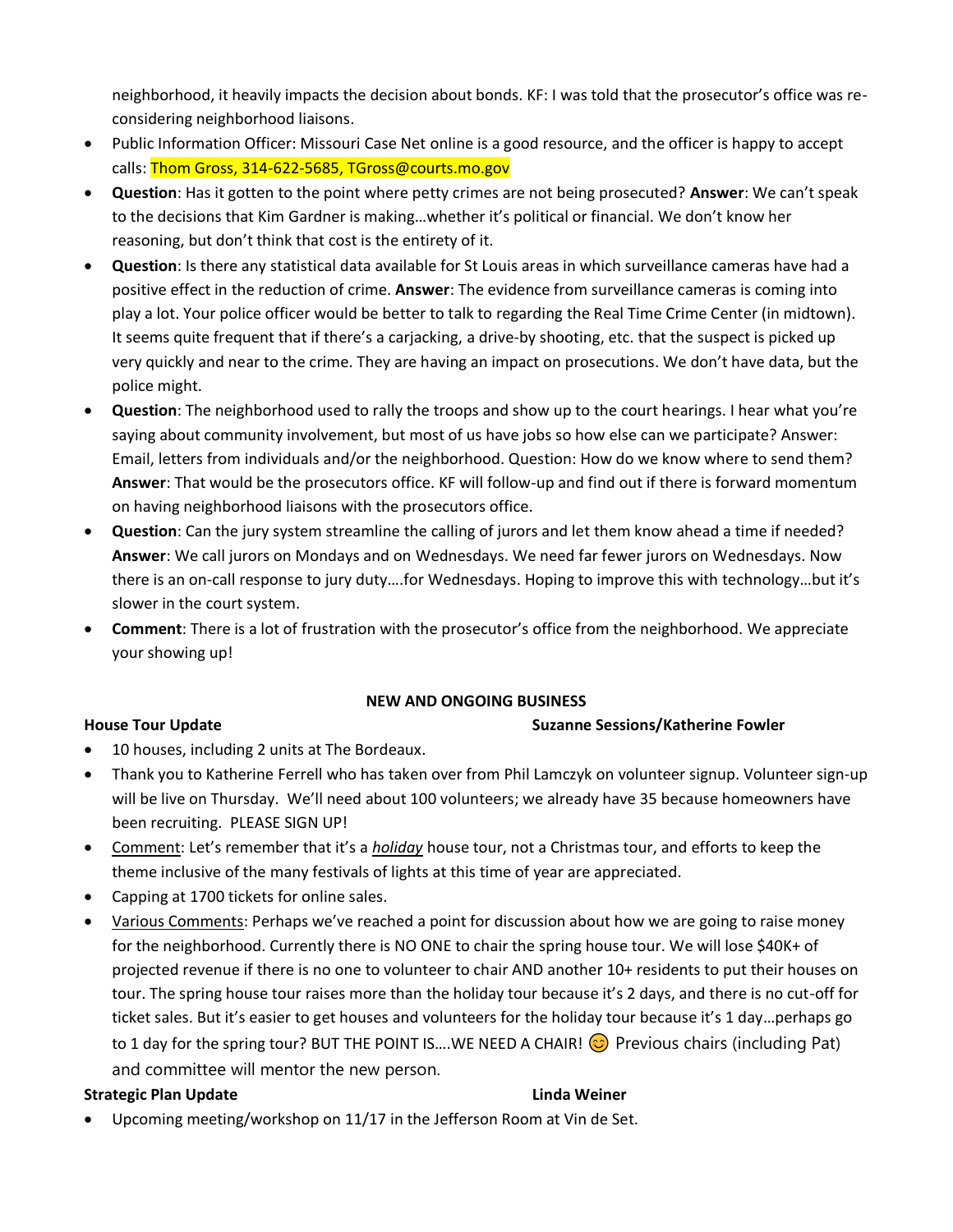neighborhood, it heavily impacts the decision about bonds. KF: I was told that the prosecutor's office was re-considering neighborhood liaisons.

- Public Information Officer: Missouri Case Net online is a good resource, and the officer is happy to accept calls: Thom Gross, 314-622-5685, TGross@courts.mo.gov
- **Question**: Has it gotten to the point where petty crimes are not being prosecuted? **Answer**: We can't speak to the decisions that Kim Gardner is making…whether it's political or financial. We don't know her reasoning, but don't think that cost is the entirety of it.
- **Question**: Is there any statistical data available for St Louis areas in which surveillance cameras have had a positive effect in the reduction of crime. **Answer**: The evidence from surveillance cameras is coming into play a lot. Your police officer would be better to talk to regarding the Real Time Crime Center (in midtown). It seems quite frequent that if there's a carjacking, a drive-by shooting, etc. that the suspect is picked up very quickly and near to the crime. They are having an impact on prosecutions. We don't have data, but the police might.
- **Question**: The neighborhood used to rally the troops and show up to the court hearings. I hear what you're saying about community involvement, but most of us have jobs so how else can we participate? Answer: Email, letters from individuals and/or the neighborhood. Question: How do we know where to send them? **Answer**: That would be the prosecutors office. KF will follow-up and find out if there is forward momentum on having neighborhood liaisons with the prosecutors office.
- **Question**: Can the jury system streamline the calling of jurors and let them know ahead a time if needed? **Answer**: We call jurors on Mondays and on Wednesdays. We need far fewer jurors on Wednesdays. Now there is an on-call response to jury duty….for Wednesdays. Hoping to improve this with technology…but it's slower in the court system.
- **Comment**: There is a lot of frustration with the prosecutor's office from the neighborhood. We appreciate your showing up!

## NEW AND ONGOING BUSINESS

**House Tour Update** — **Suzanne Sessions/Katherine Fowler**

- 10 houses, including 2 units at The Bordeaux.
- Thank you to Katherine Ferrell who has taken over from Phil Lamczyk on volunteer signup. Volunteer sign-up will be live on Thursday. We'll need about 100 volunteers; we already have 35 because homeowners have been recruiting. PLEASE SIGN UP!
- Comment: Let's remember that it's a ***holiday*** house tour, not a Christmas tour, and efforts to keep the theme inclusive of the many festivals of lights at this time of year are appreciated.
- Capping at 1700 tickets for online sales.
- Various Comments: Perhaps we've reached a point for discussion about how we are going to raise money for the neighborhood. Currently there is NO ONE to chair the spring house tour. We will lose $40K+ of projected revenue if there is no one to volunteer to chair AND another 10+ residents to put their houses on tour. The spring house tour raises more than the holiday tour because it's 2 days, and there is no cut-off for ticket sales. But it's easier to get houses and volunteers for the holiday tour because it's 1 day…perhaps go to 1 day for the spring tour? BUT THE POINT IS….WE NEED A CHAIR! 😊 Previous chairs (including Pat) and committee will mentor the new person.

**Strategic Plan Update** — **Linda Weiner**

- Upcoming meeting/workshop on 11/17 in the Jefferson Room at Vin de Set.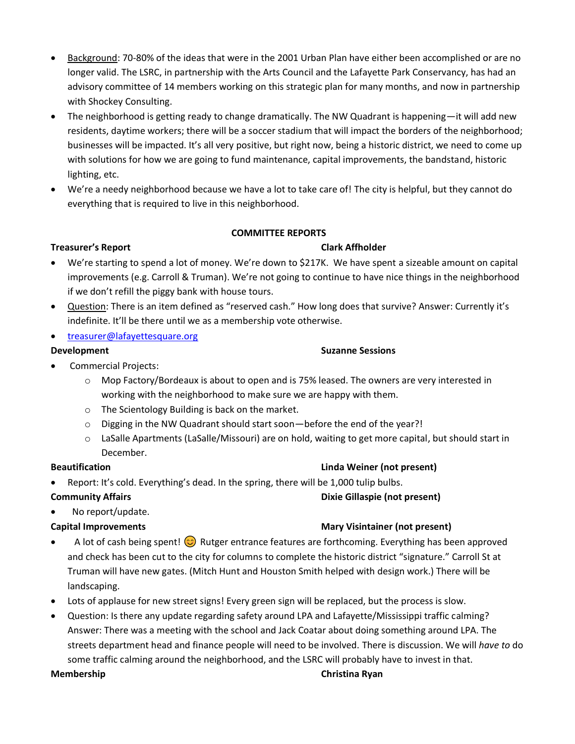- Background: 70-80% of the ideas that were in the 2001 Urban Plan have either been accomplished or are no longer valid. The LSRC, in partnership with the Arts Council and the Lafayette Park Conservancy, has had an advisory committee of 14 members working on this strategic plan for many months, and now in partnership with Shockey Consulting.
- The neighborhood is getting ready to change dramatically. The NW Quadrant is happening—it will add new residents, daytime workers; there will be a soccer stadium that will impact the borders of the neighborhood; businesses will be impacted. It's all very positive, but right now, being a historic district, we need to come up with solutions for how we are going to fund maintenance, capital improvements, the bandstand, historic lighting, etc.
- We're a needy neighborhood because we have a lot to take care of! The city is helpful, but they cannot do everything that is required to live in this neighborhood.

**COMMITTEE REPORTS**

**Treasurer's Report** — **Clark Affholder**

- We're starting to spend a lot of money. We're down to $217K. We have spent a sizeable amount on capital improvements (e.g. Carroll & Truman). We're not going to continue to have nice things in the neighborhood if we don't refill the piggy bank with house tours.
- Question: There is an item defined as "reserved cash." How long does that survive? Answer: Currently it's indefinite. It'll be there until we as a membership vote otherwise.
- treasurer@lafayettesquare.org

**Development** — **Suzanne Sessions**

- Commercial Projects:
  - Mop Factory/Bordeaux is about to open and is 75% leased. The owners are very interested in working with the neighborhood to make sure we are happy with them.
  - The Scientology Building is back on the market.
  - Digging in the NW Quadrant should start soon—before the end of the year?!
  - LaSalle Apartments (LaSalle/Missouri) are on hold, waiting to get more capital, but should start in December.

**Beautification** — **Linda Weiner (not present)**

- Report: It's cold. Everything's dead. In the spring, there will be 1,000 tulip bulbs.

**Community Affairs** — **Dixie Gillaspie (not present)**

- No report/update.

**Capital Improvements** — **Mary Visintainer (not present)**

- A lot of cash being spent! 😊 Rutger entrance features are forthcoming. Everything has been approved and check has been cut to the city for columns to complete the historic district "signature." Carroll St at Truman will have new gates. (Mitch Hunt and Houston Smith helped with design work.) There will be landscaping.
- Lots of applause for new street signs! Every green sign will be replaced, but the process is slow.
- Question: Is there any update regarding safety around LPA and Lafayette/Mississippi traffic calming? Answer: There was a meeting with the school and Jack Coatar about doing something around LPA. The streets department head and finance people will need to be involved. There is discussion. We will *have to* do some traffic calming around the neighborhood, and the LSRC will probably have to invest in that.

**Membership** — **Christina Ryan**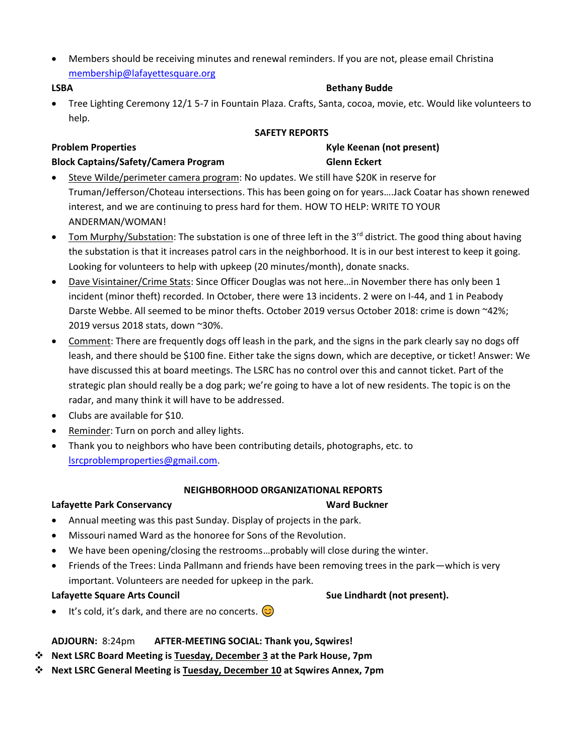- Members should be receiving minutes and renewal reminders. If you are not, please email Christina membership@lafayettesquare.org

**LSBA** **Bethany Budde**

- Tree Lighting Ceremony 12/1 5-7 in Fountain Plaza. Crafts, Santa, cocoa, movie, etc. Would like volunteers to help.

**SAFETY REPORTS**

**Problem Properties** **Kyle Keenan (not present)**

**Block Captains/Safety/Camera Program** **Glenn Eckert**

- Steve Wilde/perimeter camera program: No updates. We still have $20K in reserve for Truman/Jefferson/Choteau intersections. This has been going on for years….Jack Coatar has shown renewed interest, and we are continuing to press hard for them. HOW TO HELP: WRITE TO YOUR ANDERMAN/WOMAN!
- Tom Murphy/Substation: The substation is one of three left in the 3rd district. The good thing about having the substation is that it increases patrol cars in the neighborhood. It is in our best interest to keep it going. Looking for volunteers to help with upkeep (20 minutes/month), donate snacks.
- Dave Visintainer/Crime Stats: Since Officer Douglas was not here…in November there has only been 1 incident (minor theft) recorded. In October, there were 13 incidents. 2 were on I-44, and 1 in Peabody Darste Webbe. All seemed to be minor thefts. October 2019 versus October 2018: crime is down ~42%; 2019 versus 2018 stats, down ~30%.
- Comment: There are frequently dogs off leash in the park, and the signs in the park clearly say no dogs off leash, and there should be $100 fine. Either take the signs down, which are deceptive, or ticket! Answer: We have discussed this at board meetings. The LSRC has no control over this and cannot ticket. Part of the strategic plan should really be a dog park; we're going to have a lot of new residents. The topic is on the radar, and many think it will have to be addressed.
- Clubs are available for $10.
- Reminder: Turn on porch and alley lights.
- Thank you to neighbors who have been contributing details, photographs, etc. to lsrcproblemproperties@gmail.com.

**NEIGHBORHOOD ORGANIZATIONAL REPORTS**

**Lafayette Park Conservancy** **Ward Buckner**

- Annual meeting was this past Sunday. Display of projects in the park.
- Missouri named Ward as the honoree for Sons of the Revolution.
- We have been opening/closing the restrooms…probably will close during the winter.
- Friends of the Trees: Linda Pallmann and friends have been removing trees in the park—which is very important. Volunteers are needed for upkeep in the park.

**Lafayette Square Arts Council** **Sue Lindhardt (not present).**

- It's cold, it's dark, and there are no concerts. 😊

**ADJOURN:** 8:24pm **AFTER-MEETING SOCIAL: Thank you, Sqwires!**

- **Next LSRC Board Meeting is Tuesday, December 3 at the Park House, 7pm**
- **Next LSRC General Meeting is Tuesday, December 10 at Sqwires Annex, 7pm**